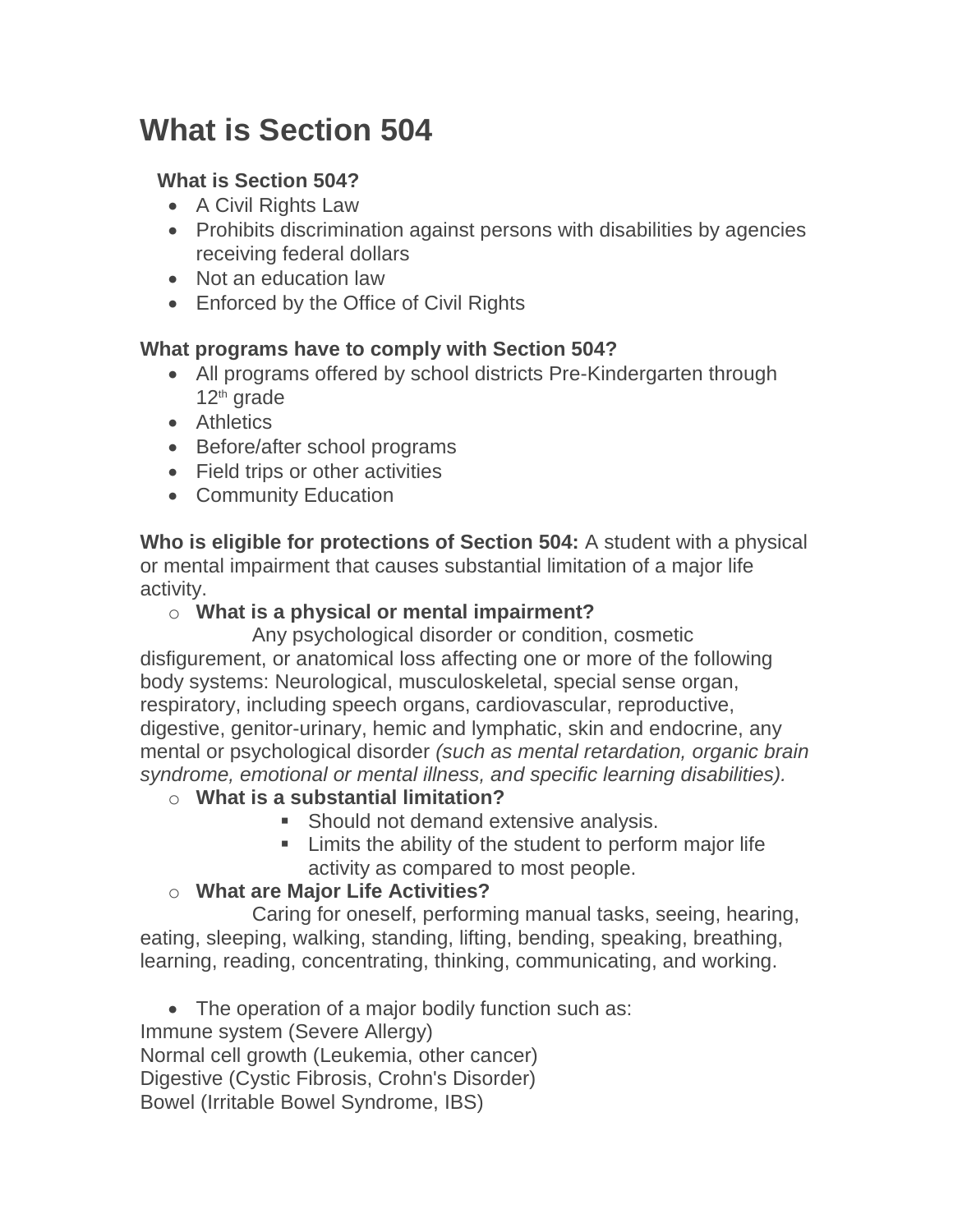# What is Section 504

**What is Section 504?**

- A Civil Rights Law
- Prohibits discrimination against persons with disabilities by agencies receiving federal dollars
- Not an education law
- Enforced by the Office of Civil Rights

**What programs have to comply with Section 504?**

- All programs offered by school districts Pre-Kindergarten through 12th grade
- Athletics
- Before/after school programs
- Field trips or other activities
- Community Education

**Who is eligible for protections of Section 504:** A student with a physical or mental impairment that causes substantial limitation of a major life activity.

- **What is a physical or mental impairment?**

Any psychological disorder or condition, cosmetic disfigurement, or anatomical loss affecting one or more of the following body systems: Neurological, musculoskeletal, special sense organ, respiratory, including speech organs, cardiovascular, reproductive, digestive, genitor-urinary, hemic and lymphatic, skin and endocrine, any mental or psychological disorder *(such as mental retardation, organic brain syndrome, emotional or mental illness, and specific learning disabilities).*

- **What is a substantial limitation?**
    - Should not demand extensive analysis.
    - Limits the ability of the student to perform major life activity as compared to most people.
- **What are Major Life Activities?**

Caring for oneself, performing manual tasks, seeing, hearing, eating, sleeping, walking, standing, lifting, bending, speaking, breathing, learning, reading, concentrating, thinking, communicating, and working.

- The operation of a major bodily function such as:

Immune system (Severe Allergy)
Normal cell growth (Leukemia, other cancer)
Digestive (Cystic Fibrosis, Crohn's Disorder)
Bowel (Irritable Bowel Syndrome, IBS)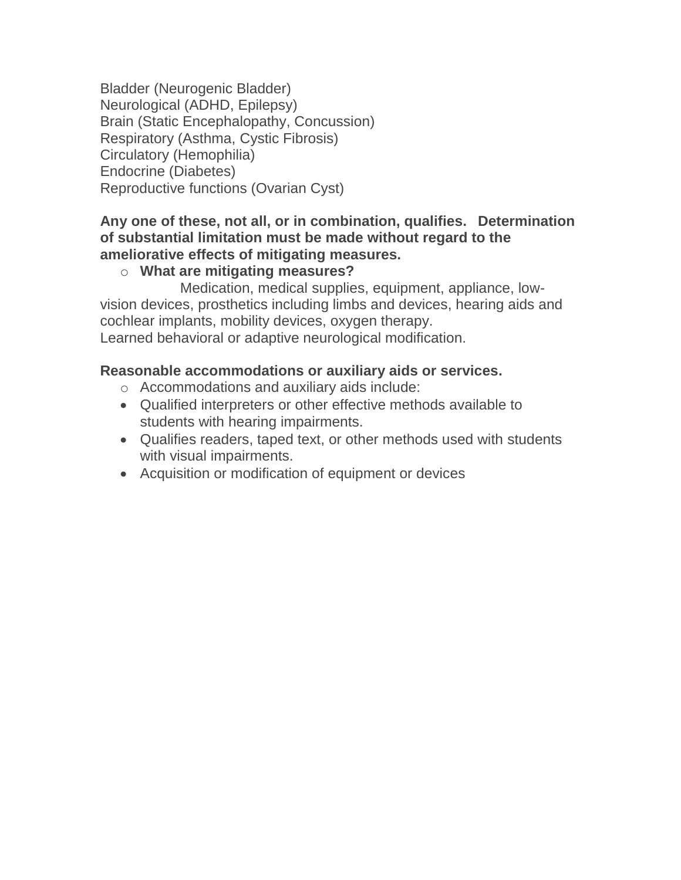Bladder (Neurogenic Bladder)
Neurological (ADHD, Epilepsy)
Brain (Static Encephalopathy, Concussion)
Respiratory (Asthma, Cystic Fibrosis)
Circulatory (Hemophilia)
Endocrine (Diabetes)
Reproductive functions (Ovarian Cyst)

**Any one of these, not all, or in combination, qualifies. Determination of substantial limitation must be made without regard to the ameliorative effects of mitigating measures.**

- **What are mitigating measures?**

Medication, medical supplies, equipment, appliance, low-vision devices, prosthetics including limbs and devices, hearing aids and cochlear implants, mobility devices, oxygen therapy.
Learned behavioral or adaptive neurological modification.

**Reasonable accommodations or auxiliary aids or services.**

- Accommodations and auxiliary aids include:
- Qualified interpreters or other effective methods available to students with hearing impairments.
- Qualifies readers, taped text, or other methods used with students with visual impairments.
- Acquisition or modification of equipment or devices